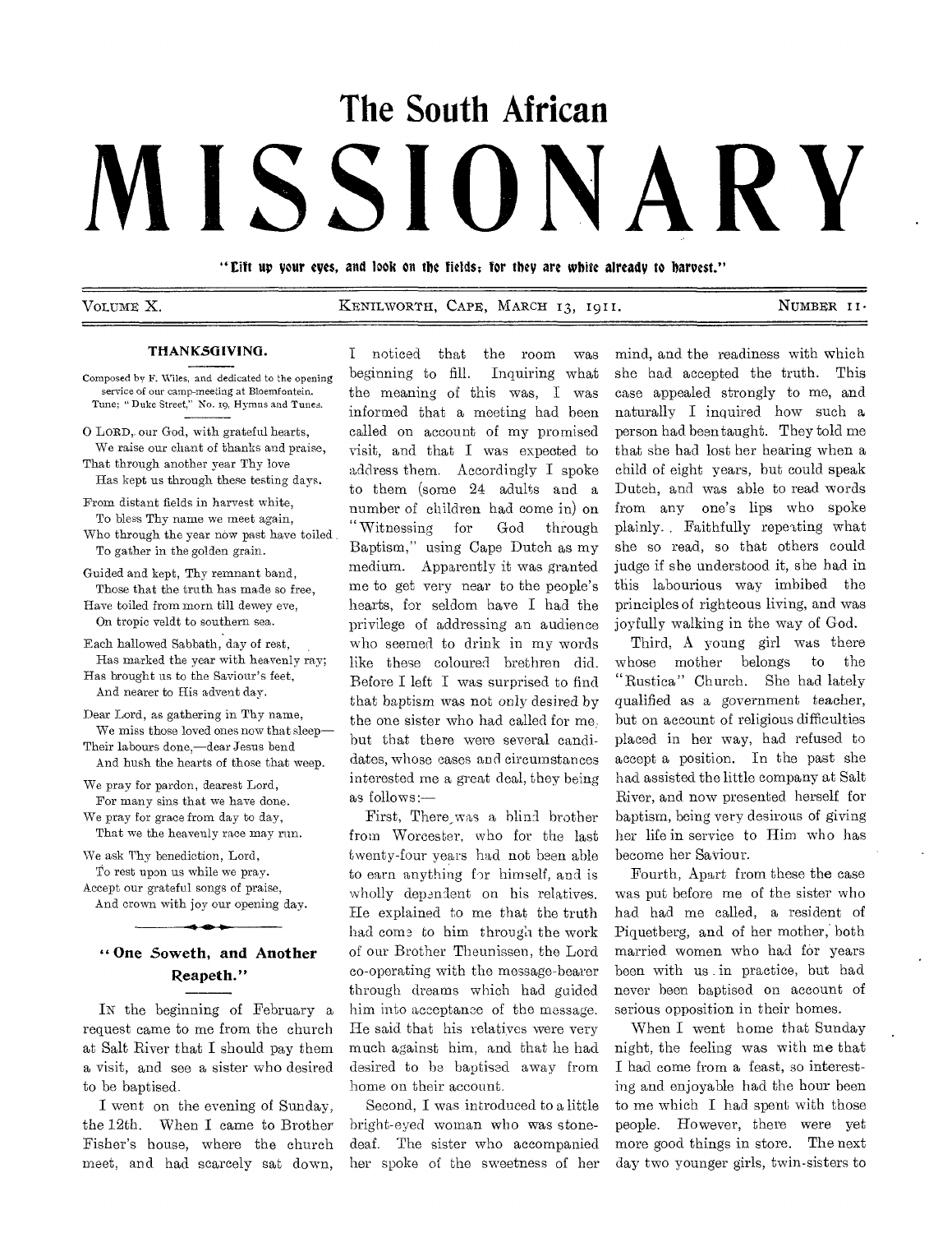# The South African MISSIONARY

"Lift up your eyes, and look on the fields; for they are white already to harvest."

VOLUME X. KENILWORTH, CAPE, MARCH 13, 1911. NUMBER 11.

## THANKSGIVING.

Composed by F. Wiles, and dedicated to the opening service of our camp-meeting at Bloemfontein. Tune; "Duke Street," No. 19, Hymns and Tunes.

O LORD, our God, with grateful hearts,
We raise our chant of thanks and praise,
That through another year Thy love
Has kept us through these testing days.

From distant fields in harvest white,
To bless Thy name we meet again,
Who through the year now past have toiled
To gather in the golden grain.

Guided and kept, Thy remnant band,
Those that the truth has made so free,
Have toiled from morn till dewey eve,
On tropic veldt to southern sea.

Each hallowed Sabbath, day of rest,
Has marked the year with heavenly ray;
Has brought us to the Saviour's feet,
And nearer to His advent day.

Dear Lord, as gathering in Thy name,
We miss those loved ones now that sleep—
Their labours done,—dear Jesus bend
And hush the hearts of those that weep.

We pray for pardon, dearest Lord,
For many sins that we have done.
We pray for grace from day to day,
That we the heavenly race may run.

We ask Thy benediction, Lord,
To rest upon us while we pray.
Accept our grateful songs of praise,
And crown with joy our opening day.

## "One Soweth, and Another Reapeth."

IN the beginning of February a request came to me from the church at Salt River that I should pay them a visit, and see a sister who desired to be baptised.

I went on the evening of Sunday, the 12th. When I came to Brother Fisher's house, where the church meet, and had scarcely sat down, I noticed that the room was beginning to fill. Inquiring what the meaning of this was, I was informed that a meeting had been called on account of my promised visit, and that I was expected to address them. Accordingly I spoke to them (some 24 adults and a number of children had come in) on "Witnessing for God through Baptism," using Cape Dutch as my medium. Apparently it was granted me to get very near to the people's hearts, for seldom have I had the privilege of addressing an audience who seemed to drink in my words like these coloured brethren did. Before I left I was surprised to find that baptism was not only desired by the one sister who had called for me, but that there were several candidates, whose cases and circumstances interested me a great deal, they being as follows:—

First, There was a blind brother from Worcester, who for the last twenty-four years had not been able to earn anything for himself, and is wholly dependent on his relatives. He explained to me that the truth had come to him through the work of our Brother Theunissen, the Lord co-operating with the message-bearer through dreams which had guided him into acceptance of the message. He said that his relatives were very much against him, and that he had desired to be baptised away from home on their account.

Second, I was introduced to a little bright-eyed woman who was stone-deaf. The sister who accompanied her spoke of the sweetness of her mind, and the readiness with which she had accepted the truth. This case appealed strongly to me, and naturally I inquired how such a person had been taught. They told me that she had lost her hearing when a child of eight years, but could speak Dutch, and was able to read words from any one's lips who spoke plainly. Faithfully repeating what she so read, so that others could judge if she understood it, she had in this labourious way imbibed the principles of righteous living, and was joyfully walking in the way of God.

Third, A young girl was there whose mother belongs to the "Rustica" Church. She had lately qualified as a government teacher, but on account of religious difficulties placed in her way, had refused to accept a position. In the past she had assisted the little company at Salt River, and now presented herself for baptism, being very desirous of giving her life in service to Him who has become her Saviour.

Fourth, Apart from these the case was put before me of the sister who had had me called, a resident of Piquetberg, and of her mother, both married women who had for years been with us in practice, but had never been baptised on account of serious opposition in their homes.

When I went home that Sunday night, the feeling was with me that I had come from a feast, so interesting and enjoyable had the hour been to me which I had spent with those people. However, there were yet more good things in store. The next day two younger girls, twin-sisters to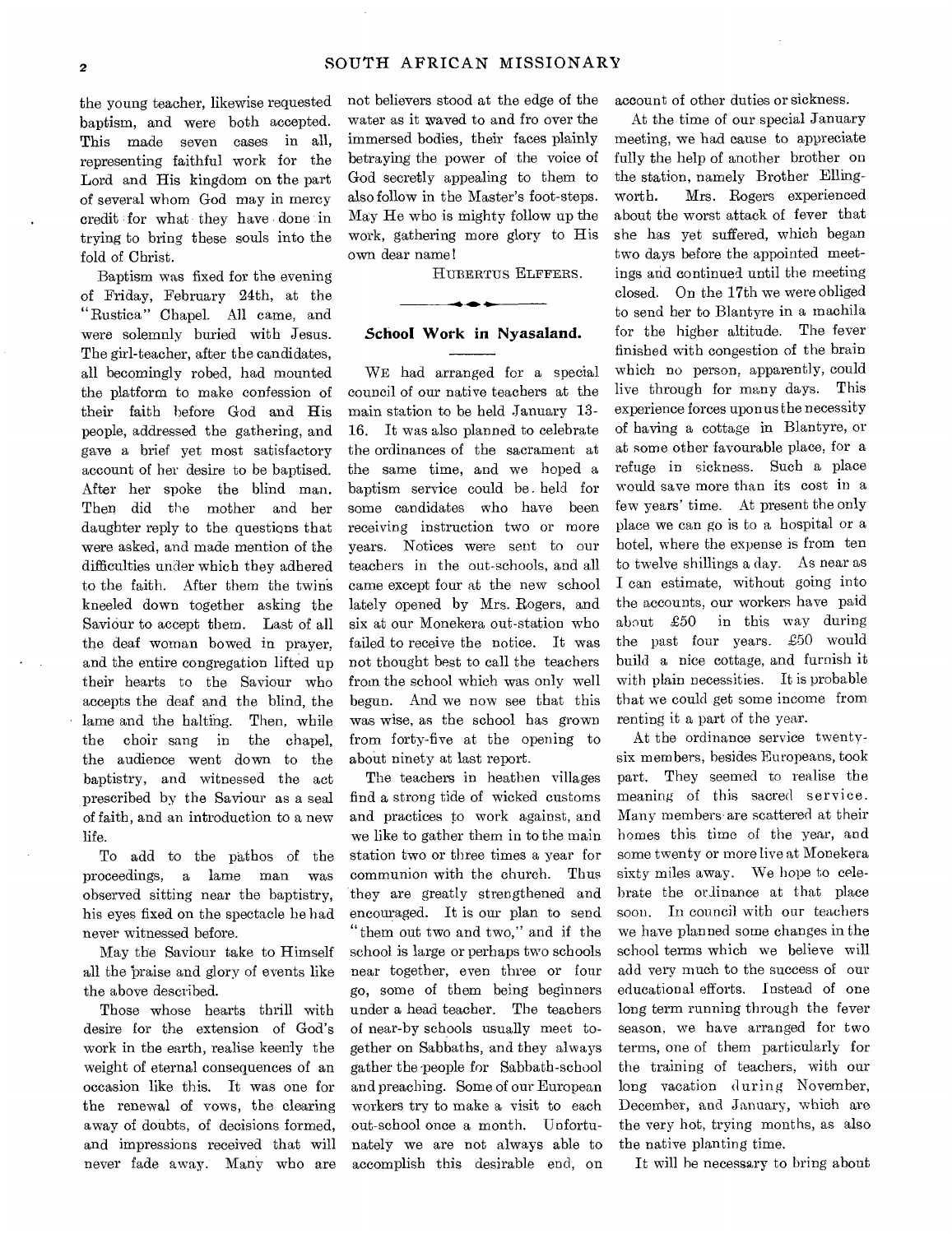the young teacher, likewise requested baptism, and were both accepted. This made seven cases in all, representing faithful work for the Lord and His kingdom on the part of several whom God may in mercy credit for what they have done in trying to bring these souls into the fold of Christ.

Baptism was fixed for the evening of Friday, February 24th, at the "Rustica" Chapel. All came, and were solemnly buried with Jesus. The girl-teacher, after the candidates, all becomingly robed, had mounted the platform to make confession of their faith before God and His people, addressed the gathering, and gave a brief yet most satisfactory account of her desire to be baptised. After her spoke the blind man. Then did the mother and her daughter reply to the questions that were asked, and made mention of the difficulties under which they adhered to the faith. After them the twins kneeled down together asking the Saviour to accept them. Last of all the deaf woman bowed in prayer, and the entire congregation lifted up their hearts to the Saviour who accepts the deaf and the blind, the lame and the halting. Then, while the choir sang in the chapel, the audience went down to the baptistry, and witnessed the act prescribed by the Saviour as a seal of faith, and an introduction to a new life.

To add to the pathos of the proceedings, a lame man was observed sitting near the baptistry, his eyes fixed on the spectacle he had never witnessed before.

May the Saviour take to Himself all the praise and glory of events like the above described.

Those whose hearts thrill with desire for the extension of God's work in the earth, realise keenly the weight of eternal consequences of an occasion like this. It was one for the renewal of vows, the clearing away of doubts, of decisions formed, and impressions received that will never fade away. Many who are not believers stood at the edge of the water as it waved to and fro over the immersed bodies, their faces plainly betraying the power of the voice of God secretly appealing to them to also follow in the Master's foot-steps. May He who is mighty follow up the work, gathering more glory to His own dear name!

HUBERTUS ELFFERS.

## School Work in Nyasaland.

WE had arranged for a special council of our native teachers at the main station to be held January 13-16. It was also planned to celebrate the ordinances of the sacrament at the same time, and we hoped a baptism service could be held for some candidates who have been receiving instruction two or more years. Notices were sent to our teachers in the out-schools, and all came except four at the new school lately opened by Mrs. Rogers, and six at our Monekera out-station who failed to receive the notice. It was not thought best to call the teachers from the school which was only well begun. And we now see that this was wise, as the school has grown from forty-five at the opening to about ninety at last report.

The teachers in heathen villages find a strong tide of wicked customs and practices to work against, and we like to gather them in to the main station two or three times a year for communion with the church. Thus they are greatly strengthened and encouraged. It is our plan to send "them out two and two," and if the school is large or perhaps two schools near together, even three or four go, some of them being beginners under a head teacher. The teachers of near-by schools usually meet together on Sabbaths, and they always gather the people for Sabbath-school and preaching. Some of our European workers try to make a visit to each out-school once a month. Unfortunately we are not always able to accomplish this desirable end, on account of other duties or sickness.

At the time of our special January meeting, we had cause to appreciate fully the help of another brother on the station, namely Brother Ellingworth. Mrs. Rogers experienced about the worst attack of fever that she has yet suffered, which began two days before the appointed meetings and continued until the meeting closed. On the 17th we were obliged to send her to Blantyre in a machila for the higher altitude. The fever finished with congestion of the brain which no person, apparently, could live through for many days. This experience forces upon us the necessity of having a cottage in Blantyre, or at some other favourable place, for a refuge in sickness. Such a place would save more than its cost in a few years' time. At present the only place we can go is to a hospital or a hotel, where the expense is from ten to twelve shillings a day. As near as I can estimate, without going into the accounts, our workers have paid about £50 in this way during the past four years. £50 would build a nice cottage, and furnish it with plain necessities. It is probable that we could get some income from renting it a part of the year.

At the ordinance service twenty-six members, besides Europeans, took part. They seemed to realise the meaning of this sacred service. Many members are scattered at their homes this time of the year, and some twenty or more live at Monekera sixty miles away. We hope to celebrate the ordinance at that place soon. In council with our teachers we have planned some changes in the school terms which we believe will add very much to the success of our educational efforts. Instead of one long term running through the fever season, we have arranged for two terms, one of them particularly for the training of teachers, with our long vacation during November, December, and January, which are the very hot, trying months, as also the native planting time.

It will be necessary to bring about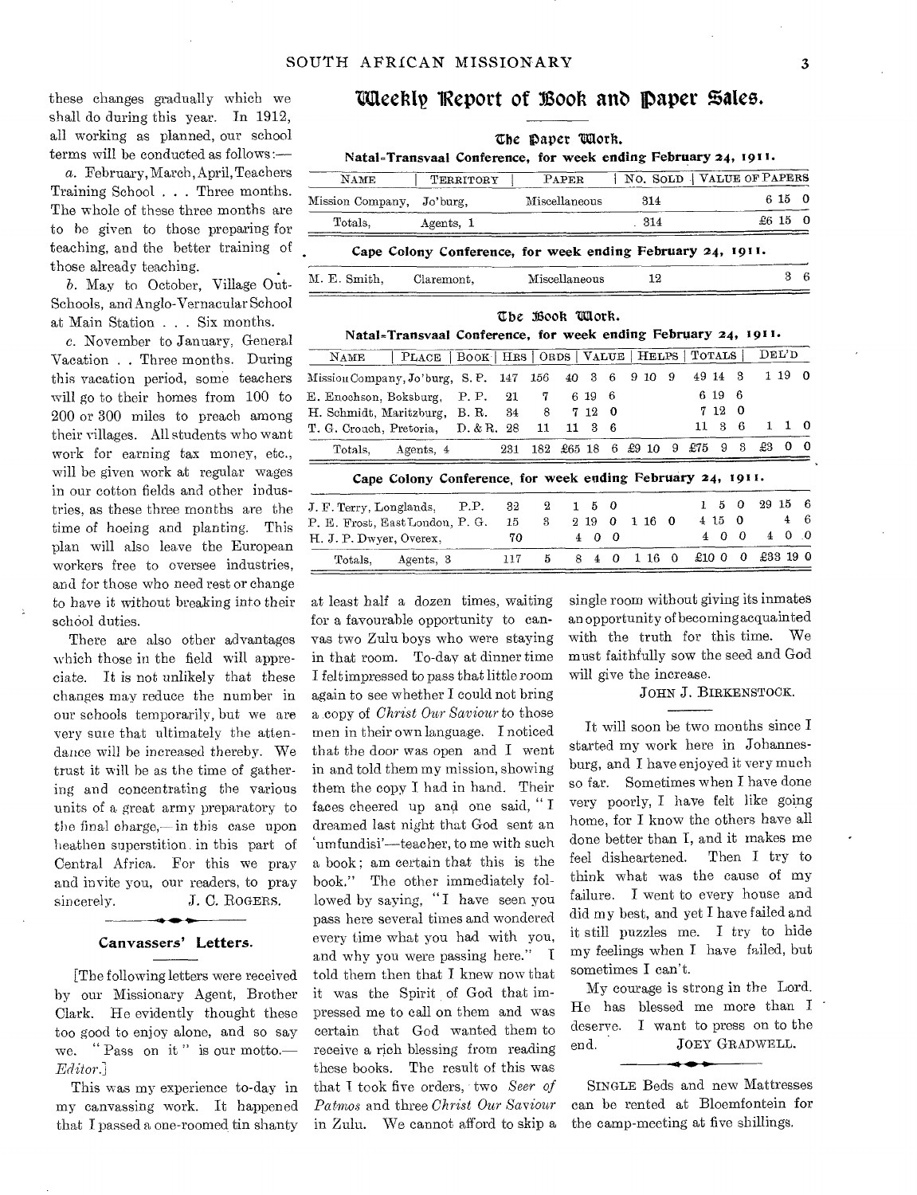these changes gradually which we shall do during this year. In 1912, all working as planned, our school terms will be conducted as follows:—

*a.* February, March, April, Teachers Training School . . . Three months. The whole of these three months are to be given to those preparing for teaching, and the better training of those already teaching.

*b.* May to October, Village Out-Schools, and Anglo-Vernacular School at Main Station . . . Six months.

*c.* November to January, General Vacation . . Three months. During this vacation period, some teachers will go to their homes from 100 to 200 or 300 miles to preach among their villages. All students who want work for earning tax money, etc., will be given work at regular wages in our cotton fields and other industries, as these three months are the time of hoeing and planting. This plan will also leave the European workers free to oversee industries, and for those who need rest or change to have it without breaking into their school duties.

There are also other advantages which those in the field will appreciate. It is not unlikely that these changes may reduce the number in our schools temporarily, but we are very sure that ultimately the attendance will be increased thereby. We trust it will be as the time of gathering and concentrating the various units of a great army preparatory to the final charge,—in this case upon heathen superstition in this part of Central Africa. For this we pray and invite you, our readers, to pray sincerely.

J. C. ROGERS.

## Canvassers' Letters.

[The following letters were received by our Missionary Agent, Brother Clark. He evidently thought these too good to enjoy alone, and so say we. "Pass on it" is our motto.—*Editor.*]

This was my experience to-day in my canvassing work. It happened that I passed a one-roomed tin shanty at least half a dozen times, waiting for a favourable opportunity to canvas two Zulu boys who were staying in that room. To-day at dinner time I felt impressed to pass that little room again to see whether I could not bring a copy of *Christ Our Saviour* to those men in their own language. I noticed that the door was open and I went in and told them my mission, showing them the copy I had in hand. Their faces cheered up and one said, "I dreamed last night that God sent an 'umfundisi'—teacher, to me with such a book; am certain that this is the book." The other immediately followed by saying, "I have seen you pass here several times and wondered every time what you had with you, and why you were passing here." I told them then that I knew now that it was the Spirit of God that impressed me to call on them and was certain that God wanted them to receive a rich blessing from reading these books. The result of this was that I took five orders, two *Seer of Patmos* and three *Christ Our Saviour* in Zulu. We cannot afford to skip a single room without giving its inmates an opportunity of becoming acquainted with the truth for this time. We must faithfully sow the seed and God will give the increase.

JOHN J. BIRKENSTOCK.

It will soon be two months since I started my work here in Johannesburg, and I have enjoyed it very much so far. Sometimes when I have done very poorly, I have felt like going home, for I know the others have all done better than I, and it makes me feel disheartened. Then I try to think what was the cause of my failure. I went to every house and did my best, and yet I have failed and it still puzzles me. I try to hide my feelings when I have failed, but sometimes I can't.

My courage is strong in the Lord. He has blessed me more than I deserve. I want to press on to the end.

JOEY GRADWELL.

SINGLE Beds and new Mattresses can be rented at Bloemfontein for the camp-meeting at five shillings.

# Weekly Report of Book and Paper Sales.

## The Paper Work.

### Natal-Transvaal Conference, for week ending February 24, 1911.

| NAME | TERRITORY | PAPER | NO. SOLD | VALUE OF PAPERS |
|---|---|---|---|---|
| Mission Company, | Jo'burg, | Miscellaneous | 314 | 6 15 0 |
| Totals, | Agents, 1 | | 314 | £6 15 0 |

### Cape Colony Conference, for week ending February 24, 1911.

| NAME | TERRITORY | PAPER | NO. SOLD | VALUE OF PAPERS |
|---|---|---|---|---|
| M. E. Smith, | Claremont, | Miscellaneous | 12 | 3 6 |

## The Book Work.

### Natal-Transvaal Conference, for week ending February 24, 1911.

| NAME | PLACE | BOOK | HRS | ORDS | VALUE | HELPS | TOTALS | DEL'D |
|---|---|---|---|---|---|---|---|---|
| Mission Company, Jo'burg, | | S. P. | 147 | 156 | 40 3 6 | 9 10 9 | 49 14 3 | 1 19 0 |
| E. Enochson, Boksburg, | | P. P. | 21 | 7 | 6 19 6 | | 6 19 6 | |
| H. Schmidt, Maritzburg, | | B. R. | 34 | 8 | 7 12 0 | | 7 12 0 | |
| T. G. Crouch, Pretoria, | | D. & R. | 28 | 11 | 11 3 6 | | 11 3 6 | 1 1 0 |
| Totals, | Agents, 4 | | 231 | 182 | £65 18 6 | £9 10 9 | £75 9 3 | £3 0 0 |

### Cape Colony Conference, for week ending February 24, 1911.

| NAME | PLACE | BOOK | HRS | ORDS | VALUE | HELPS | TOTALS | DEL'D |
|---|---|---|---|---|---|---|---|---|
| J. F. Terry, Longlands, | | P.P. | 32 | 2 | 1 5 0 | | 1 5 0 | 29 15 6 |
| P. E. Frost, East London, | | P. G. | 15 | 3 | 2 19 0 | 1 16 0 | 4 15 0 | 4 6 |
| H. J. P. Dwyer, Overex, | | | 70 | | 4 0 0 | | 4 0 0 | 4 0 0 |
| Totals, | Agents, 3 | | 117 | 5 | 8 4 0 | 1 16 0 | £10 0 0 | £33 19 0 |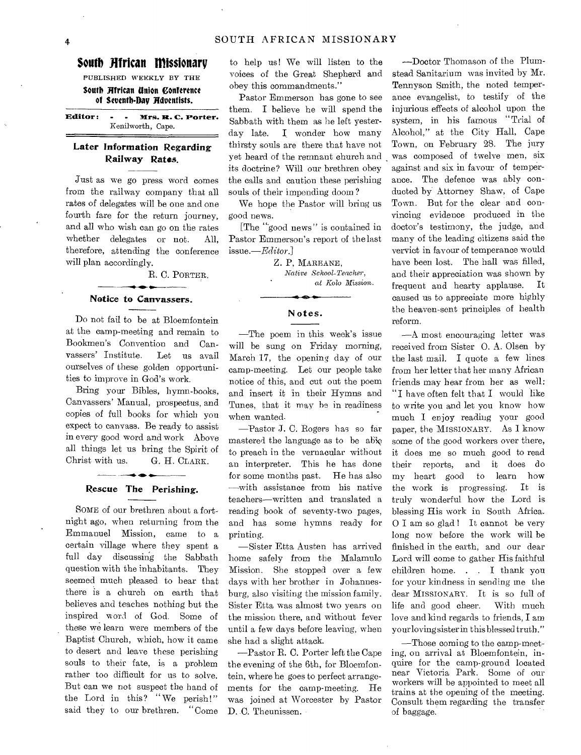# South African Missionary

PUBLISHED WEEKLY BY THE

**South African Union Conference of Seventh-Day Adventists.**

**Editor:** - - **Mrs. R. C. Porter.** Kenilworth, Cape.

## Later Information Regarding Railway Rates.

Just as we go press word comes from the railway company that all rates of delegates will be one and one fourth fare for the return journey, and all who wish can go on the rates whether delegates or not. All, therefore, attending the conference will plan accordingly.

R. C. PORTER.

## Notice to Canvassers.

Do not fail to be at Bloemfontein at the camp-meeting and remain to Bookmen's Convention and Canvassers' Institute. Let us avail ourselves of these golden opportunities to improve in God's work.

Bring your Bibles, hymn-books, Canvassers' Manual, prospectus, and copies of full books for which you expect to canvass. Be ready to assist in every good word and work Above all things let us bring the Spirit of Christ with us.

G. H. CLARK.

## Rescue The Perishing.

SOME of our brethren about a fortnight ago, when returning from the Emmanuel Mission, came to a certain village where they spent a full day discussing the Sabbath question with the inhabitants. They seemed much pleased to hear that there is a church on earth that believes and teaches nothing but the inspired word of God. Some of these we learn were members of the Baptist Church, which, how it came to desert and leave these perishing souls to their fate, is a problem rather too difficult for us to solve. But can we not suspect the hand of the Lord in this? "We perish!" said they to our brethren. "Come to help us! We will listen to the voices of the Great Shepherd and obey this commandments."

Pastor Emmerson has gone to see them. I believe he will spend the Sabbath with them as he left yesterday late. I wonder how many thirsty souls are there that have not yet heard of the remnant church and its doctrine? Will our brethren obey the calls and caution these perishing souls of their impending doom?

We hope the Pastor will bring us good news.

[The "good news" is contained in Pastor Emmerson's report of the last issue.—*Editor.*]

Z. P. MAREANE,
*Native School-Teacher,*
*at Kolo Mission.*

## Notes.

—The poem in this week's issue will be sung on Friday morning, March 17, the opening day of our camp-meeting. Let our people take notice of this, and cut out the poem and insert it in their Hymns and Tunes, that it may be in readiness when wanted.

—Pastor J. C. Rogers has so far mastered the language as to be able to preach in the vernacular without an interpreter. This he has done for some months past. He has also —with assistance from his native teachers—written and translated a reading book of seventy-two pages, and has some hymns ready for printing.

—Sister Etta Austen has arrived home safely from the Malamulo Mission. She stopped over a few days with her brother in Johannesburg, also visiting the mission family. Sister Etta was almost two years on the mission there, and without fever until a few days before leaving, when she had a slight attack.

—Pastor R. C. Porter left the Cape the evening of the 6th, for Bloemfontein, where he goes to perfect arrangements for the camp-meeting. He was joined at Worcester by Pastor D. C. Theunissen.

—Doctor Thomason of the Plumstead Sanitarium was invited by Mr. Tennyson Smith, the noted temperance evangelist, to testify of the injurious effects of alcohol upon the system, in his famous "Trial of Alcohol," at the City Hall, Cape Town, on February 28. The jury was composed of twelve men, six against and six in favour of temperance. The defence was ably conducted by Attorney Shaw, of Cape Town. But for the clear and convincing evidence produced in the doctor's testimony, the judge, and many of the leading citizens said the vervict in favour of temperance would have been lost. The hall was filled, and their appreciation was shown by frequent and hearty applause. It caused us to appreciate more highly the heaven-sent principles of health reform.

—A most encouraging letter was received from Sister O. A. Olsen by the last mail. I quote a few lines from her letter that her many African friends may hear from her as well: "I have often felt that I would like to write you and let you know how much I enjoy reading your good paper, the MISSIONARY. As I know some of the good workers over there, it does me so much good to read their reports, and it does do my heart good to learn how the work is progressing. It is truly wonderful how the Lord is blessing His work in South Africa. O I am so glad! It cannot be very long now before the work will be finished in the earth, and our dear Lord will come to gather His faithful children home. . . I thank you for your kindness in sending me the dear MISSIONARY. It is so full of life and good cheer. With much love and kind regards to friends, I am your loving sister in this blessed truth."

—Those coming to the camp-meeting, on arrival at Bloemfontein, inquire for the camp-ground located near Victoria Park. Some of our workers will be appointed to meet all trains at the opening of the meeting. Consult them regarding the transfer of baggage.